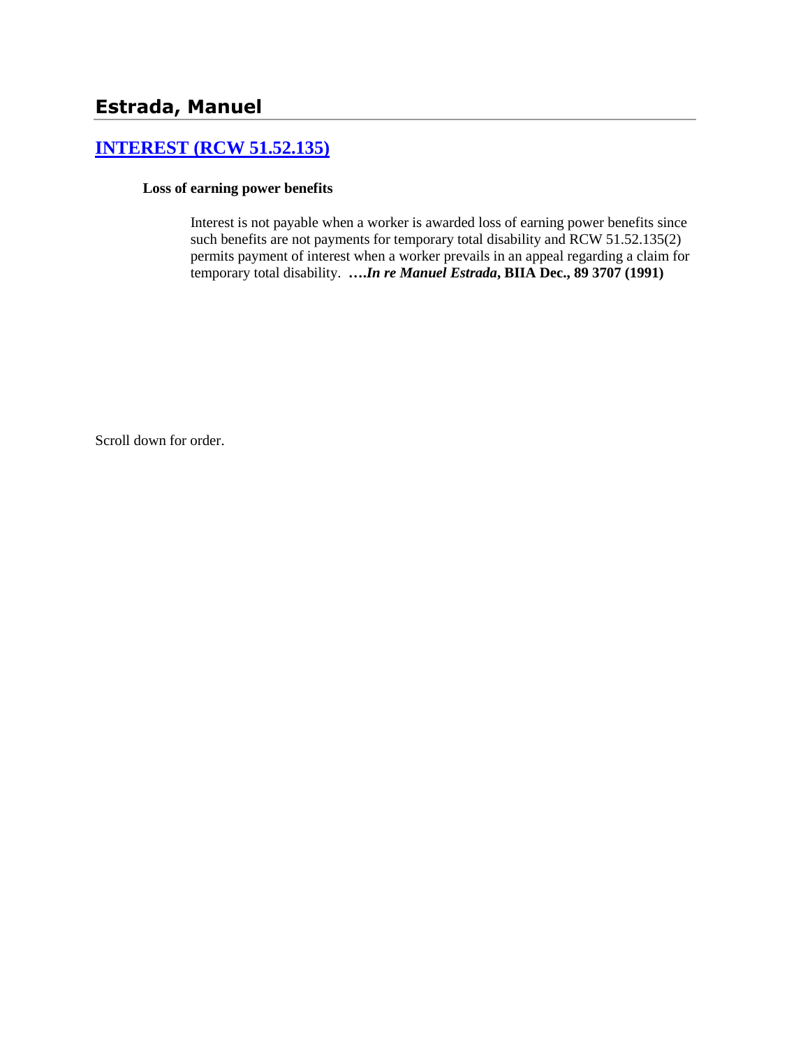# Estrada, Manuel

## [INTEREST (RCW 51.52.135)]

**Loss of earning power benefits**

Interest is not payable when a worker is awarded loss of earning power benefits since such benefits are not payments for temporary total disability and RCW 51.52.135(2) permits payment of interest when a worker prevails in an appeal regarding a claim for temporary total disability. ***….In re Manuel Estrada*, BIIA Dec., 89 3707 (1991)**

Scroll down for order.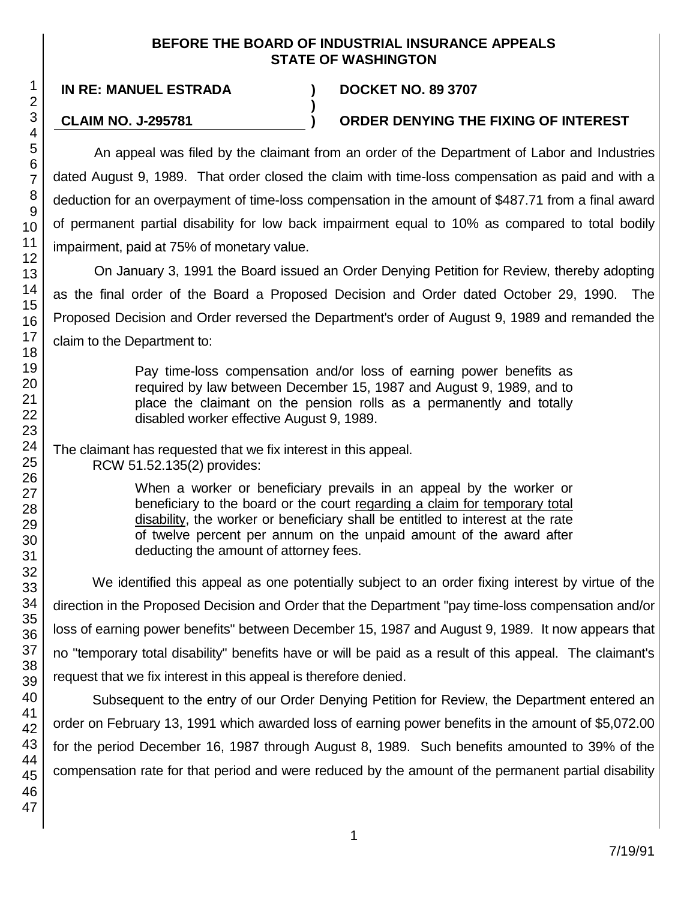**BEFORE THE BOARD OF INDUSTRIAL INSURANCE APPEALS STATE OF WASHINGTON**

| IN RE: MANUEL ESTRADA | ) | DOCKET NO. 89 3707 |
|---|---|---|
| | ) | |
| CLAIM NO. J-295781 | ) | ORDER DENYING THE FIXING OF INTEREST |

An appeal was filed by the claimant from an order of the Department of Labor and Industries dated August 9, 1989. That order closed the claim with time-loss compensation as paid and with a deduction for an overpayment of time-loss compensation in the amount of $487.71 from a final award of permanent partial disability for low back impairment equal to 10% as compared to total bodily impairment, paid at 75% of monetary value.

On January 3, 1991 the Board issued an Order Denying Petition for Review, thereby adopting as the final order of the Board a Proposed Decision and Order dated October 29, 1990. The Proposed Decision and Order reversed the Department's order of August 9, 1989 and remanded the claim to the Department to:

> Pay time-loss compensation and/or loss of earning power benefits as required by law between December 15, 1987 and August 9, 1989, and to place the claimant on the pension rolls as a permanently and totally disabled worker effective August 9, 1989.

The claimant has requested that we fix interest in this appeal.

RCW 51.52.135(2) provides:

> When a worker or beneficiary prevails in an appeal by the worker or beneficiary to the board or the court regarding a claim for temporary total disability, the worker or beneficiary shall be entitled to interest at the rate of twelve percent per annum on the unpaid amount of the award after deducting the amount of attorney fees.

We identified this appeal as one potentially subject to an order fixing interest by virtue of the direction in the Proposed Decision and Order that the Department "pay time-loss compensation and/or loss of earning power benefits" between December 15, 1987 and August 9, 1989. It now appears that no "temporary total disability" benefits have or will be paid as a result of this appeal. The claimant's request that we fix interest in this appeal is therefore denied.

Subsequent to the entry of our Order Denying Petition for Review, the Department entered an order on February 13, 1991 which awarded loss of earning power benefits in the amount of $5,072.00 for the period December 16, 1987 through August 8, 1989. Such benefits amounted to 39% of the compensation rate for that period and were reduced by the amount of the permanent partial disability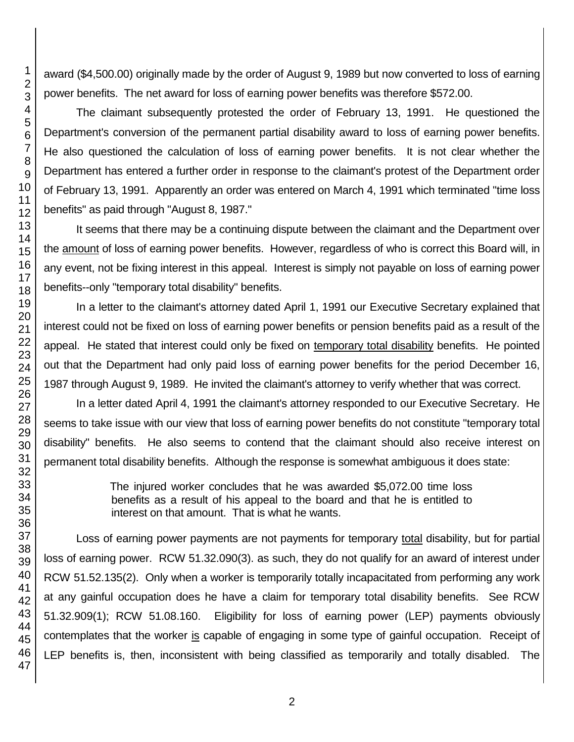award ($4,500.00) originally made by the order of August 9, 1989 but now converted to loss of earning power benefits. The net award for loss of earning power benefits was therefore $572.00.

The claimant subsequently protested the order of February 13, 1991. He questioned the Department's conversion of the permanent partial disability award to loss of earning power benefits. He also questioned the calculation of loss of earning power benefits. It is not clear whether the Department has entered a further order in response to the claimant's protest of the Department order of February 13, 1991. Apparently an order was entered on March 4, 1991 which terminated "time loss benefits" as paid through "August 8, 1987."

It seems that there may be a continuing dispute between the claimant and the Department over the amount of loss of earning power benefits. However, regardless of who is correct this Board will, in any event, not be fixing interest in this appeal. Interest is simply not payable on loss of earning power benefits--only "temporary total disability" benefits.

In a letter to the claimant's attorney dated April 1, 1991 our Executive Secretary explained that interest could not be fixed on loss of earning power benefits or pension benefits paid as a result of the appeal. He stated that interest could only be fixed on temporary total disability benefits. He pointed out that the Department had only paid loss of earning power benefits for the period December 16, 1987 through August 9, 1989. He invited the claimant's attorney to verify whether that was correct.

In a letter dated April 4, 1991 the claimant's attorney responded to our Executive Secretary. He seems to take issue with our view that loss of earning power benefits do not constitute "temporary total disability" benefits. He also seems to contend that the claimant should also receive interest on permanent total disability benefits. Although the response is somewhat ambiguous it does state:

> The injured worker concludes that he was awarded $5,072.00 time loss benefits as a result of his appeal to the board and that he is entitled to interest on that amount. That is what he wants.

Loss of earning power payments are not payments for temporary total disability, but for partial loss of earning power. RCW 51.32.090(3). as such, they do not qualify for an award of interest under RCW 51.52.135(2). Only when a worker is temporarily totally incapacitated from performing any work at any gainful occupation does he have a claim for temporary total disability benefits. See RCW 51.32.909(1); RCW 51.08.160. Eligibility for loss of earning power (LEP) payments obviously contemplates that the worker is capable of engaging in some type of gainful occupation. Receipt of LEP benefits is, then, inconsistent with being classified as temporarily and totally disabled. The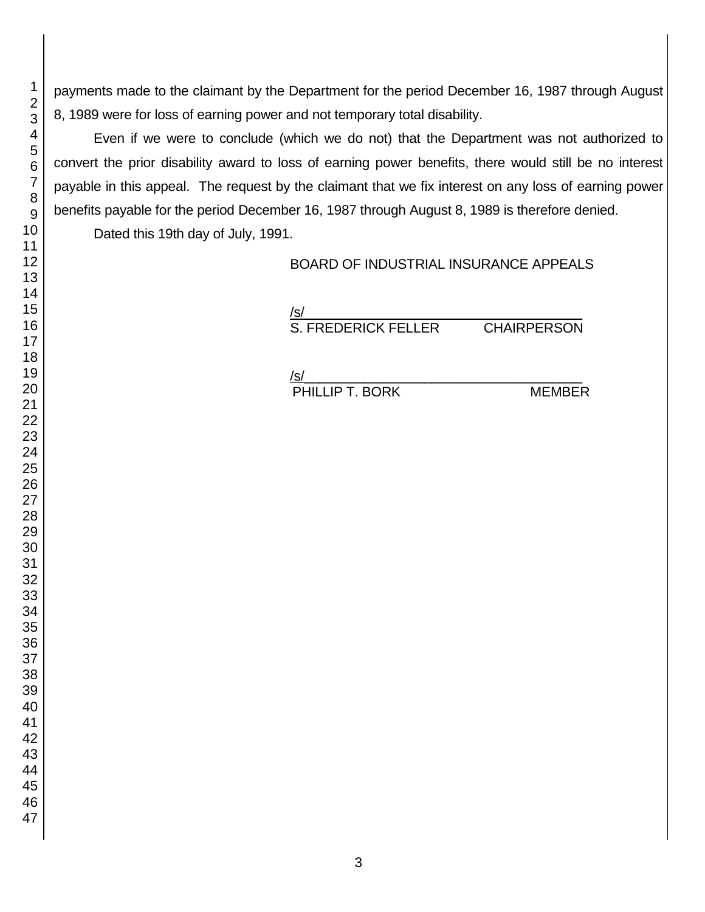payments made to the claimant by the Department for the period December 16, 1987 through August 8, 1989 were for loss of earning power and not temporary total disability.

Even if we were to conclude (which we do not) that the Department was not authorized to convert the prior disability award to loss of earning power benefits, there would still be no interest payable in this appeal. The request by the claimant that we fix interest on any loss of earning power benefits payable for the period December 16, 1987 through August 8, 1989 is therefore denied.

Dated this 19th day of July, 1991.

BOARD OF INDUSTRIAL INSURANCE APPEALS

/s/
S. FREDERICK FELLER CHAIRPERSON

/s/
PHILLIP T. BORK MEMBER